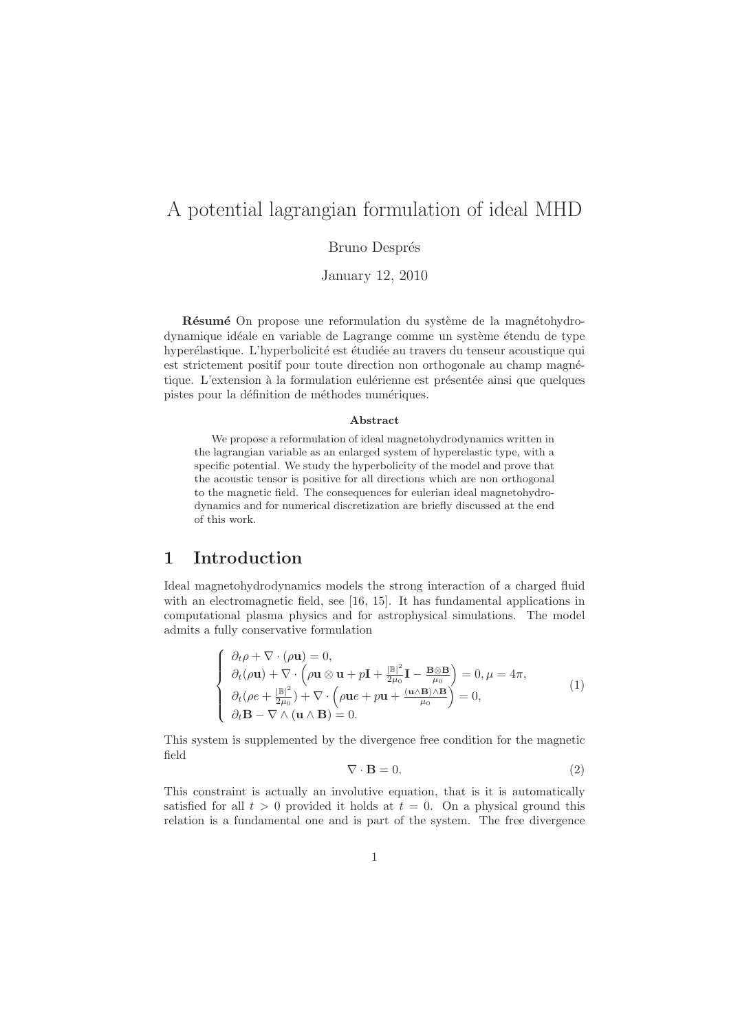# A potential lagrangian formulation of ideal MHD

Bruno Després

January 12, 2010

**Résumé** On propose une reformulation du système de la magnétohydrodynamique idéale en variable de Lagrange comme un système étendu de type hyperélastique. L'hyperbolicité est étudiée au travers du tenseur acoustique qui est strictement positif pour toute direction non orthogonale au champ magnétique. L'extension à la formulation eulérienne est présentée ainsi que quelques pistes pour la définition de méthodes numériques.

**Abstract**

We propose a reformulation of ideal magnetohydrodynamics written in the lagrangian variable as an enlarged system of hyperelastic type, with a specific potential. We study the hyperbolicity of the model and prove that the acoustic tensor is positive for all directions which are non orthogonal to the magnetic field. The consequences for eulerian ideal magnetohydrodynamics and for numerical discretization are briefly discussed at the end of this work.

## 1 Introduction

Ideal magnetohydrodynamics models the strong interaction of a charged fluid with an electromagnetic field, see [16, 15]. It has fundamental applications in computational plasma physics and for astrophysical simulations. The model admits a fully conservative formulation

$$
\left\{
\begin{array}{l}
\partial_t \rho + \nabla \cdot (\rho \mathbf{u}) = 0, \\
\partial_t (\rho \mathbf{u}) + \nabla \cdot \left( \rho \mathbf{u} \otimes \mathbf{u} + p\mathbf{I} + \frac{|\mathbb{B}|^2}{2\mu_0}\mathbf{I} - \frac{\mathbf{B}\otimes\mathbf{B}}{\mu_0} \right) = 0, \mu = 4\pi, \\
\partial_t (\rho e + \frac{|\mathbb{B}|^2}{2\mu_0}) + \nabla \cdot \left( \rho \mathbf{u} e + p\mathbf{u} + \frac{(\mathbf{u}\wedge\mathbf{B})\wedge\mathbf{B}}{\mu_0} \right) = 0, \\
\partial_t \mathbf{B} - \nabla \wedge (\mathbf{u} \wedge \mathbf{B}) = 0.
\end{array}
\right.
\tag{1}
$$

This system is supplemented by the divergence free condition for the magnetic field

$$
\nabla \cdot \mathbf{B} = 0. \tag{2}
$$

This constraint is actually an involutive equation, that is it is automatically satisfied for all $t > 0$ provided it holds at $t = 0$. On a physical ground this relation is a fundamental one and is part of the system. The free divergence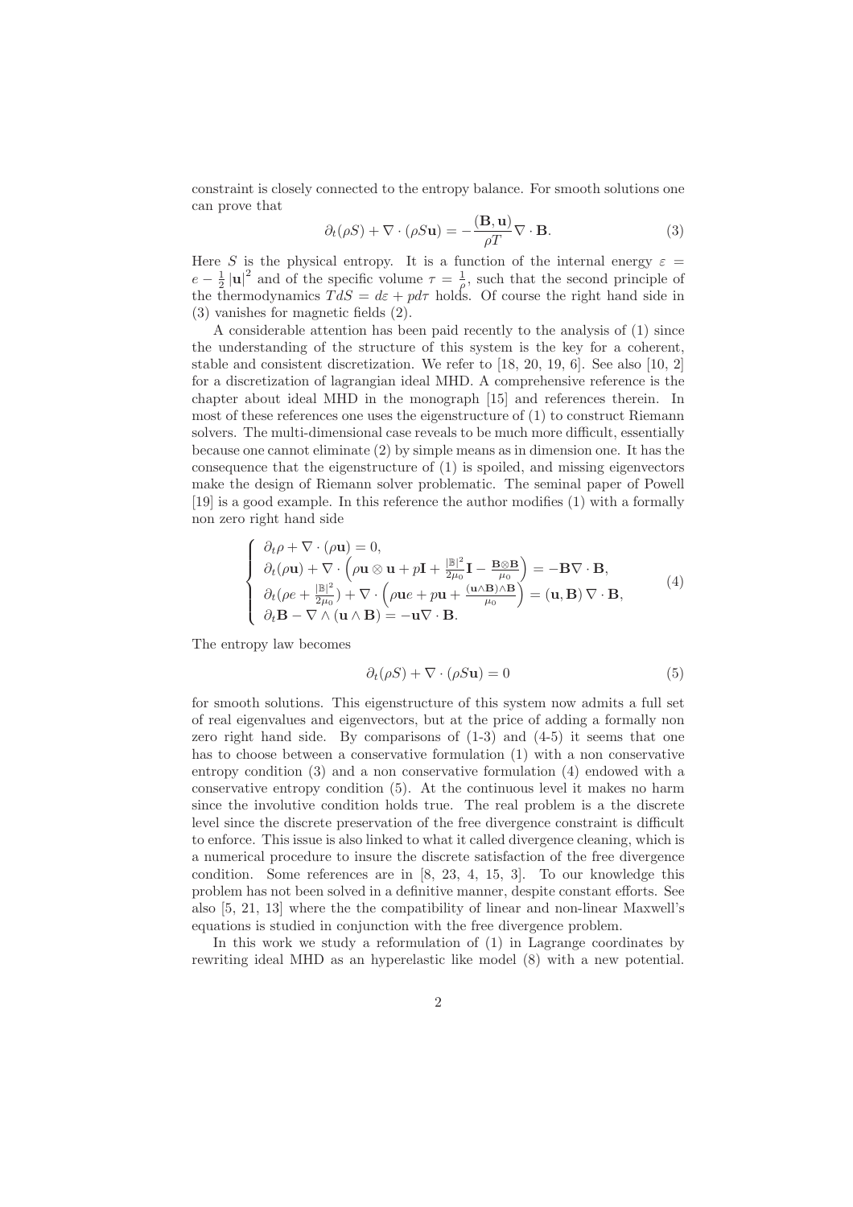constraint is closely connected to the entropy balance. For smooth solutions one can prove that

$$\partial_t(\rho S) + \nabla \cdot (\rho S \mathbf{u}) = -\frac{(\mathbf{B}, \mathbf{u})}{\rho T} \nabla \cdot \mathbf{B}. \tag{3}$$

Here $S$ is the physical entropy. It is a function of the internal energy $\varepsilon = e - \frac{1}{2}|\mathbf{u}|^2$ and of the specific volume $\tau = \frac{1}{\rho}$, such that the second principle of the thermodynamics $TdS = d\varepsilon + pd\tau$ holds. Of course the right hand side in (3) vanishes for magnetic fields (2).

A considerable attention has been paid recently to the analysis of (1) since the understanding of the structure of this system is the key for a coherent, stable and consistent discretization. We refer to [18, 20, 19, 6]. See also [10, 2] for a discretization of lagrangian ideal MHD. A comprehensive reference is the chapter about ideal MHD in the monograph [15] and references therein. In most of these references one uses the eigenstructure of (1) to construct Riemann solvers. The multi-dimensional case reveals to be much more difficult, essentially because one cannot eliminate (2) by simple means as in dimension one. It has the consequence that the eigenstructure of (1) is spoiled, and missing eigenvectors make the design of Riemann solver problematic. The seminal paper of Powell [19] is a good example. In this reference the author modifies (1) with a formally non zero right hand side

$$\begin{cases} \partial_t \rho + \nabla \cdot (\rho \mathbf{u}) = 0, \\ \partial_t(\rho \mathbf{u}) + \nabla \cdot \left( \rho \mathbf{u} \otimes \mathbf{u} + p\mathbf{I} + \frac{|\mathbb{B}|^2}{2\mu_0}\mathbf{I} - \frac{\mathbf{B}\otimes\mathbf{B}}{\mu_0} \right) = -\mathbf{B} \nabla \cdot \mathbf{B}, \\ \partial_t(\rho e + \frac{|\mathbb{B}|^2}{2\mu_0}) + \nabla \cdot \left( \rho \mathbf{u} e + p\mathbf{u} + \frac{(\mathbf{u}\wedge\mathbf{B})\wedge\mathbf{B}}{\mu_0} \right) = (\mathbf{u}, \mathbf{B}) \nabla \cdot \mathbf{B}, \\ \partial_t \mathbf{B} - \nabla \wedge (\mathbf{u} \wedge \mathbf{B}) = -\mathbf{u} \nabla \cdot \mathbf{B}. \end{cases} \tag{4}$$

The entropy law becomes

$$\partial_t(\rho S) + \nabla \cdot (\rho S \mathbf{u}) = 0 \tag{5}$$

for smooth solutions. This eigenstructure of this system now admits a full set of real eigenvalues and eigenvectors, but at the price of adding a formally non zero right hand side. By comparisons of (1-3) and (4-5) it seems that one has to choose between a conservative formulation (1) with a non conservative entropy condition (3) and a non conservative formulation (4) endowed with a conservative entropy condition (5). At the continuous level it makes no harm since the involutive condition holds true. The real problem is a the discrete level since the discrete preservation of the free divergence constraint is difficult to enforce. This issue is also linked to what it called divergence cleaning, which is a numerical procedure to insure the discrete satisfaction of the free divergence condition. Some references are in [8, 23, 4, 15, 3]. To our knowledge this problem has not been solved in a definitive manner, despite constant efforts. See also [5, 21, 13] where the the compatibility of linear and non-linear Maxwell's equations is studied in conjunction with the free divergence problem.

In this work we study a reformulation of (1) in Lagrange coordinates by rewriting ideal MHD as an hyperelastic like model (8) with a new potential.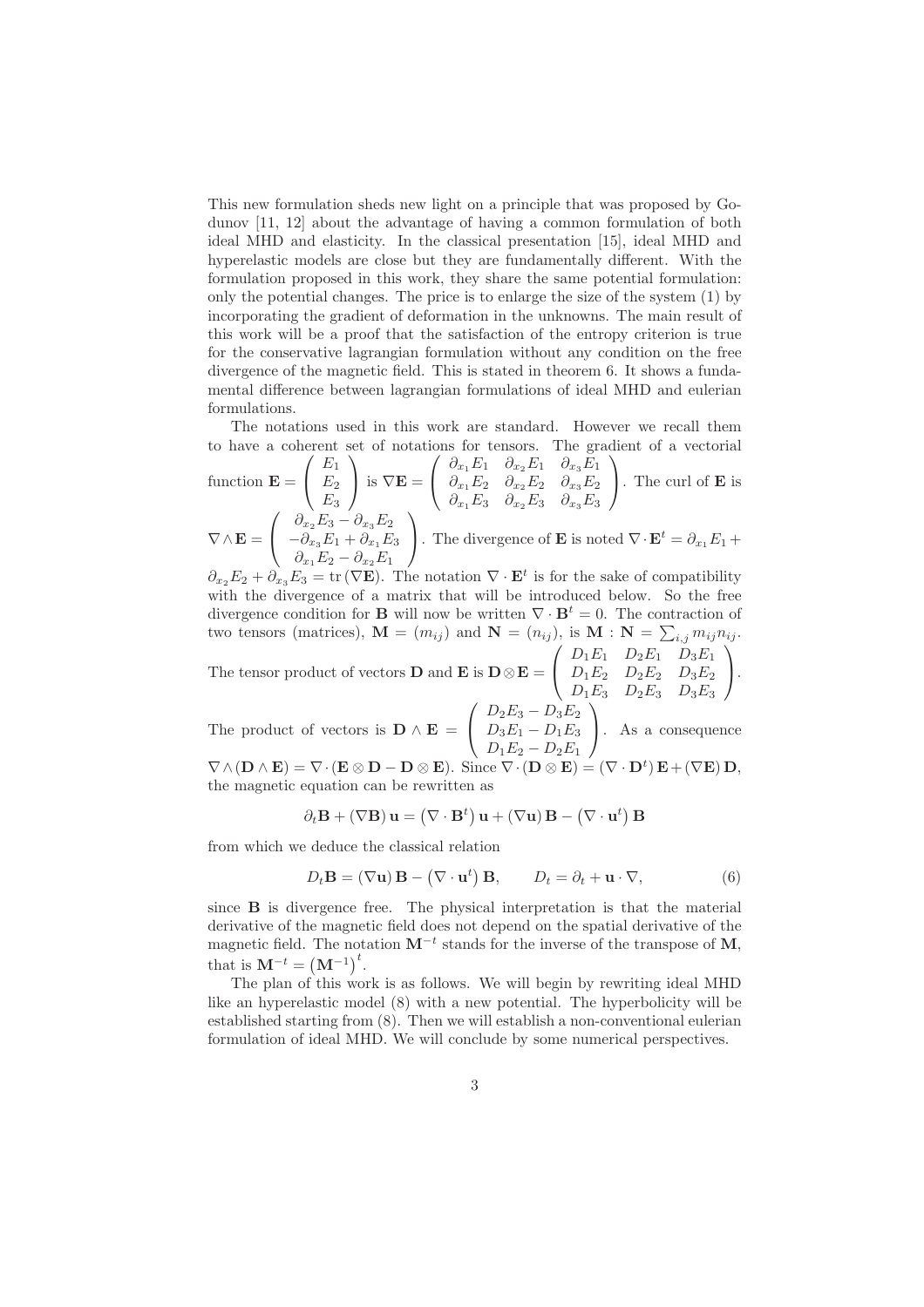This new formulation sheds new light on a principle that was proposed by Godunov [11, 12] about the advantage of having a common formulation of both ideal MHD and elasticity. In the classical presentation [15], ideal MHD and hyperelastic models are close but they are fundamentally different. With the formulation proposed in this work, they share the same potential formulation: only the potential changes. The price is to enlarge the size of the system (1) by incorporating the gradient of deformation in the unknowns. The main result of this work will be a proof that the satisfaction of the entropy criterion is true for the conservative lagrangian formulation without any condition on the free divergence of the magnetic field. This is stated in theorem 6. It shows a fundamental difference between lagrangian formulations of ideal MHD and eulerian formulations.

The notations used in this work are standard. However we recall them to have a coherent set of notations for tensors. The gradient of a vectorial function $\mathbf{E} = \begin{pmatrix} E_1 \\ E_2 \\ E_3 \end{pmatrix}$ is $\nabla \mathbf{E} = \begin{pmatrix} \partial_{x_1} E_1 & \partial_{x_2} E_1 & \partial_{x_3} E_1 \\ \partial_{x_1} E_2 & \partial_{x_2} E_2 & \partial_{x_3} E_2 \\ \partial_{x_1} E_3 & \partial_{x_2} E_3 & \partial_{x_3} E_3 \end{pmatrix}$. The curl of $\mathbf{E}$ is $\nabla \wedge \mathbf{E} = \begin{pmatrix} \partial_{x_2} E_3 - \partial_{x_3} E_2 \\ -\partial_{x_3} E_1 + \partial_{x_1} E_3 \\ \partial_{x_1} E_2 - \partial_{x_2} E_1 \end{pmatrix}$. The divergence of $\mathbf{E}$ is noted $\nabla \cdot \mathbf{E}^t = \partial_{x_1} E_1 + \partial_{x_2} E_2 + \partial_{x_3} E_3 = \operatorname{tr}(\nabla \mathbf{E})$. The notation $\nabla \cdot \mathbf{E}^t$ is for the sake of compatibility with the divergence of a matrix that will be introduced below. So the free divergence condition for $\mathbf{B}$ will now be written $\nabla \cdot \mathbf{B}^t = 0$. The contraction of two tensors (matrices), $\mathbf{M} = (m_{ij})$ and $\mathbf{N} = (n_{ij})$, is $\mathbf{M} : \mathbf{N} = \sum_{i,j} m_{ij} n_{ij}$. The tensor product of vectors $\mathbf{D}$ and $\mathbf{E}$ is $\mathbf{D} \otimes \mathbf{E} = \begin{pmatrix} D_1 E_1 & D_2 E_1 & D_3 E_1 \\ D_1 E_2 & D_2 E_2 & D_3 E_2 \\ D_1 E_3 & D_2 E_3 & D_3 E_3 \end{pmatrix}$. The product of vectors is $\mathbf{D} \wedge \mathbf{E} = \begin{pmatrix} D_2 E_3 - D_3 E_2 \\ D_3 E_1 - D_1 E_3 \\ D_1 E_2 - D_2 E_1 \end{pmatrix}$. As a consequence $\nabla \wedge (\mathbf{D} \wedge \mathbf{E}) = \nabla \cdot (\mathbf{E} \otimes \mathbf{D} - \mathbf{D} \otimes \mathbf{E})$. Since $\nabla \cdot (\mathbf{D} \otimes \mathbf{E}) = (\nabla \cdot \mathbf{D}^t)\, \mathbf{E} + (\nabla \mathbf{E})\, \mathbf{D}$, the magnetic equation can be rewritten as

$$\partial_t \mathbf{B} + (\nabla \mathbf{B})\, \mathbf{u} = \left(\nabla \cdot \mathbf{B}^t\right) \mathbf{u} + (\nabla \mathbf{u})\, \mathbf{B} - \left(\nabla \cdot \mathbf{u}^t\right) \mathbf{B}$$

from which we deduce the classical relation

$$D_t \mathbf{B} = (\nabla \mathbf{u})\, \mathbf{B} - \left(\nabla \cdot \mathbf{u}^t\right) \mathbf{B}, \qquad D_t = \partial_t + \mathbf{u} \cdot \nabla, \tag{6}$$

since $\mathbf{B}$ is divergence free. The physical interpretation is that the material derivative of the magnetic field does not depend on the spatial derivative of the magnetic field. The notation $\mathbf{M}^{-t}$ stands for the inverse of the transpose of $\mathbf{M}$, that is $\mathbf{M}^{-t} = \left(\mathbf{M}^{-1}\right)^t$.

The plan of this work is as follows. We will begin by rewriting ideal MHD like an hyperelastic model (8) with a new potential. The hyperbolicity will be established starting from (8). Then we will establish a non-conventional eulerian formulation of ideal MHD. We will conclude by some numerical perspectives.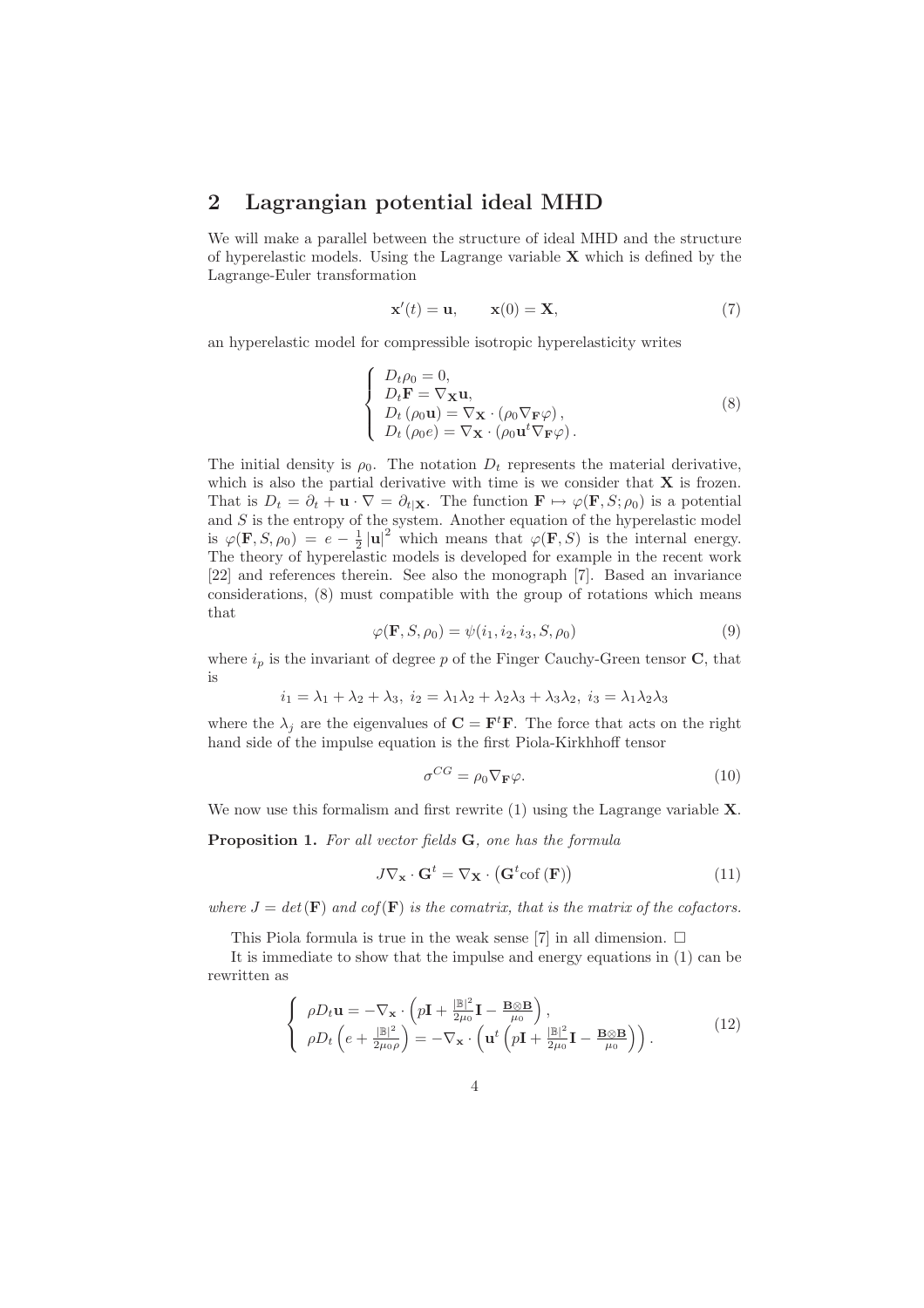## 2 Lagrangian potential ideal MHD

We will make a parallel between the structure of ideal MHD and the structure of hyperelastic models. Using the Lagrange variable $\mathbf{X}$ which is defined by the Lagrange-Euler transformation

$$\mathbf{x}'(t) = \mathbf{u}, \qquad \mathbf{x}(0) = \mathbf{X}, \tag{7}$$

an hyperelastic model for compressible isotropic hyperelasticity writes

$$\left\{ \begin{array}{l} D_t \rho_0 = 0, \\ D_t \mathbf{F} = \nabla_{\mathbf{X}} \mathbf{u}, \\ D_t (\rho_0 \mathbf{u}) = \nabla_{\mathbf{X}} \cdot (\rho_0 \nabla_{\mathbf{F}} \varphi), \\ D_t (\rho_0 e) = \nabla_{\mathbf{X}} \cdot (\rho_0 \mathbf{u}^t \nabla_{\mathbf{F}} \varphi). \end{array} \right. \tag{8}$$

The initial density is $\rho_0$. The notation $D_t$ represents the material derivative, which is also the partial derivative with time is we consider that $\mathbf{X}$ is frozen. That is $D_t = \partial_t + \mathbf{u} \cdot \nabla = \partial_{t|\mathbf{X}}$. The function $\mathbf{F} \mapsto \varphi(\mathbf{F}, S; \rho_0)$ is a potential and $S$ is the entropy of the system. Another equation of the hyperelastic model is $\varphi(\mathbf{F}, S, \rho_0) = e - \frac{1}{2} |\mathbf{u}|^2$ which means that $\varphi(\mathbf{F}, S)$ is the internal energy. The theory of hyperelastic models is developed for example in the recent work [22] and references therein. See also the monograph [7]. Based an invariance considerations, (8) must compatible with the group of rotations which means that

$$\varphi(\mathbf{F}, S, \rho_0) = \psi(i_1, i_2, i_3, S, \rho_0) \tag{9}$$

where $i_p$ is the invariant of degree $p$ of the Finger Cauchy-Green tensor $\mathbf{C}$, that is

$$i_1 = \lambda_1 + \lambda_2 + \lambda_3, \ i_2 = \lambda_1\lambda_2 + \lambda_2\lambda_3 + \lambda_3\lambda_2, \ i_3 = \lambda_1\lambda_2\lambda_3$$

where the $\lambda_j$ are the eigenvalues of $\mathbf{C} = \mathbf{F}^t \mathbf{F}$. The force that acts on the right hand side of the impulse equation is the first Piola-Kirkhhoff tensor

$$\sigma^{CG} = \rho_0 \nabla_{\mathbf{F}} \varphi. \tag{10}$$

We now use this formalism and first rewrite (1) using the Lagrange variable $\mathbf{X}$.

**Proposition 1.** *For all vector fields* $\mathbf{G}$*, one has the formula*

$$J \nabla_{\mathbf{x}} \cdot \mathbf{G}^t = \nabla_{\mathbf{X}} \cdot \left( \mathbf{G}^t \mathrm{cof}\,(\mathbf{F}) \right) \tag{11}$$

*where* $J = det(\mathbf{F})$ *and* $cof(\mathbf{F})$ *is the comatrix, that is the matrix of the cofactors.*

This Piola formula is true in the weak sense [7] in all dimension. □

It is immediate to show that the impulse and energy equations in (1) can be rewritten as

$$\left\{ \begin{array}{l} \rho D_t \mathbf{u} = -\nabla_{\mathbf{x}} \cdot \left( p\mathbf{I} + \frac{|\mathbb{B}|^2}{2\mu_0} \mathbf{I} - \frac{\mathbf{B} \otimes \mathbf{B}}{\mu_0} \right), \\ \rho D_t \left( e + \frac{|\mathbb{B}|^2}{2\mu_0 \rho} \right) = -\nabla_{\mathbf{x}} \cdot \left( \mathbf{u}^t \left( p\mathbf{I} + \frac{|\mathbb{B}|^2}{2\mu_0} \mathbf{I} - \frac{\mathbf{B} \otimes \mathbf{B}}{\mu_0} \right) \right). \end{array} \right. \tag{12}$$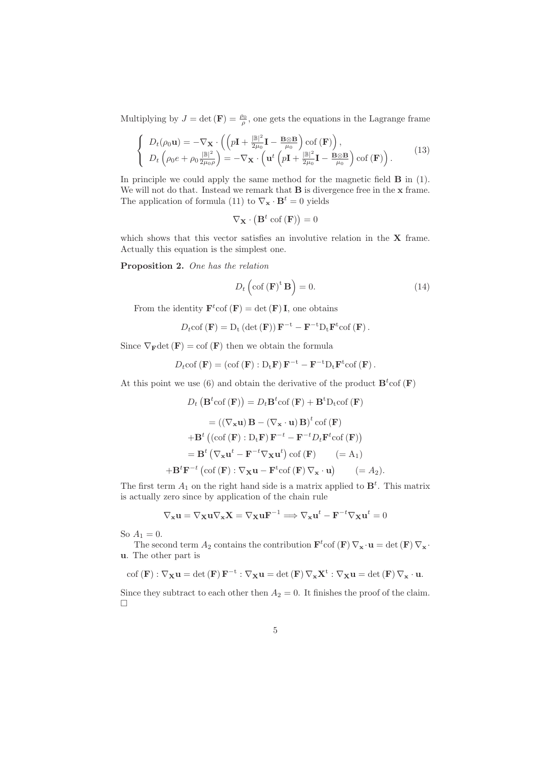Multiplying by $J = \det(\mathbf{F}) = \frac{\rho_0}{\rho}$, one gets the equations in the Lagrange frame

$$
\left\{
\begin{array}{l}
D_t(\rho_0 \mathbf{u}) = -\nabla_{\mathbf{X}} \cdot \left( \left( p\mathbf{I} + \frac{|\mathbb{B}|^2}{2\mu_0}\mathbf{I} - \frac{\mathbf{B}\otimes\mathbf{B}}{\mu_0} \right) \mathrm{cof}\,(\mathbf{F}) \right), \\
D_t \left( \rho_0 e + \rho_0 \frac{|\mathbb{B}|^2}{2\mu_0 \rho} \right) = -\nabla_{\mathbf{X}} \cdot \left( \mathbf{u}^t \left( p\mathbf{I} + \frac{|\mathbb{B}|^2}{2\mu_0}\mathbf{I} - \frac{\mathbf{B}\otimes\mathbf{B}}{\mu_0} \right) \mathrm{cof}\,(\mathbf{F}) \right).
\end{array}
\right. \tag{13}
$$

In principle we could apply the same method for the magnetic field $\mathbf{B}$ in (1). We will not do that. Instead we remark that $\mathbf{B}$ is divergence free in the $\mathbf{x}$ frame. The application of formula (11) to $\nabla_{\mathbf{x}} \cdot \mathbf{B}^t = 0$ yields

$$
\nabla_{\mathbf{X}} \cdot \left( \mathbf{B}^t \,\mathrm{cof}\,(\mathbf{F}) \right) = 0
$$

which shows that this vector satisfies an involutive relation in the $\mathbf{X}$ frame. Actually this equation is the simplest one.

**Proposition 2.** *One has the relation*

$$
D_t \left( \mathrm{cof}\,(\mathbf{F})^{\mathrm{t}}\, \mathbf{B} \right) = 0. \tag{14}
$$

From the identity $\mathbf{F}^t \mathrm{cof}\,(\mathbf{F}) = \det(\mathbf{F})\,\mathbf{I}$, one obtains

$$
D_t \mathrm{cof}\,(\mathbf{F}) = \mathrm{D_t}\left(\det(\mathbf{F})\right) \mathbf{F}^{-\mathrm{t}} - \mathbf{F}^{-\mathrm{t}} \mathrm{D_t} \mathbf{F}^{\mathrm{t}} \mathrm{cof}\,(\mathbf{F}).
$$

Since $\nabla_{\mathbf{F}} \det(\mathbf{F}) = \mathrm{cof}\,(\mathbf{F})$ then we obtain the formula

$$
D_t \mathrm{cof}\,(\mathbf{F}) = \left( \mathrm{cof}\,(\mathbf{F}) : \mathrm{D_t}\mathbf{F} \right) \mathbf{F}^{-\mathrm{t}} - \mathbf{F}^{-\mathrm{t}} \mathrm{D_t} \mathbf{F}^{\mathrm{t}} \mathrm{cof}\,(\mathbf{F}).
$$

At this point we use (6) and obtain the derivative of the product $\mathbf{B}^t \mathrm{cof}\,(\mathbf{F})$

$$
\begin{aligned}
D_t \left( \mathbf{B}^t \mathrm{cof}\,(\mathbf{F}) \right) &= D_t \mathbf{B}^t \mathrm{cof}\,(\mathbf{F}) + \mathbf{B}^{\mathrm{t}} \mathrm{D_t} \mathrm{cof}\,(\mathbf{F}) \\
&= \left( (\nabla_{\mathbf{x}} \mathbf{u})\, \mathbf{B} - (\nabla_{\mathbf{x}} \cdot \mathbf{u})\, \mathbf{B} \right)^t \mathrm{cof}\,(\mathbf{F}) \\
&\quad + \mathbf{B}^t \left( \left( \mathrm{cof}\,(\mathbf{F}) : \mathrm{D_t}\mathbf{F} \right) \mathbf{F}^{-t} - \mathbf{F}^{-t} D_t \mathbf{F}^t \mathrm{cof}\,(\mathbf{F}) \right) \\
&= \mathbf{B}^t \left( \nabla_{\mathbf{x}} \mathbf{u}^t - \mathbf{F}^{-t} \nabla_{\mathbf{X}} \mathbf{u}^t \right) \mathrm{cof}\,(\mathbf{F}) \qquad (= \mathrm{A}_1) \\
&\quad + \mathbf{B}^t \mathbf{F}^{-t} \left( \mathrm{cof}\,(\mathbf{F}) : \nabla_{\mathbf{X}} \mathbf{u} - \mathbf{F}^{\mathrm{t}} \mathrm{cof}\,(\mathbf{F})\, \nabla_{\mathbf{x}} \cdot \mathbf{u} \right) \qquad (= A_2).
\end{aligned}
$$

The first term $A_1$ on the right hand side is a matrix applied to $\mathbf{B}^t$. This matrix is actually zero since by application of the chain rule

$$
\nabla_{\mathbf{x}} \mathbf{u} = \nabla_{\mathbf{X}} \mathbf{u} \nabla_{\mathbf{x}} \mathbf{X} = \nabla_{\mathbf{X}} \mathbf{u} \mathbf{F}^{-1} \Longrightarrow \nabla_{\mathbf{x}} \mathbf{u}^t - \mathbf{F}^{-t} \nabla_{\mathbf{X}} \mathbf{u}^t = 0
$$

So $A_1 = 0$.

The second term $A_2$ contains the contribution $\mathbf{F}^t \mathrm{cof}\,(\mathbf{F})\, \nabla_{\mathbf{x}} \cdot \mathbf{u} = \det(\mathbf{F})\, \nabla_{\mathbf{x}} \cdot \mathbf{u}$. The other part is

$$
\mathrm{cof}\,(\mathbf{F}) : \nabla_{\mathbf{X}} \mathbf{u} = \det(\mathbf{F})\, \mathbf{F}^{-\mathrm{t}} : \nabla_{\mathbf{X}} \mathbf{u} = \det(\mathbf{F})\, \nabla_{\mathbf{x}} \mathbf{X}^{\mathrm{t}} : \nabla_{\mathbf{X}} \mathbf{u} = \det(\mathbf{F})\, \nabla_{\mathbf{x}} \cdot \mathbf{u}.
$$

Since they subtract to each other then $A_2 = 0$. It finishes the proof of the claim. □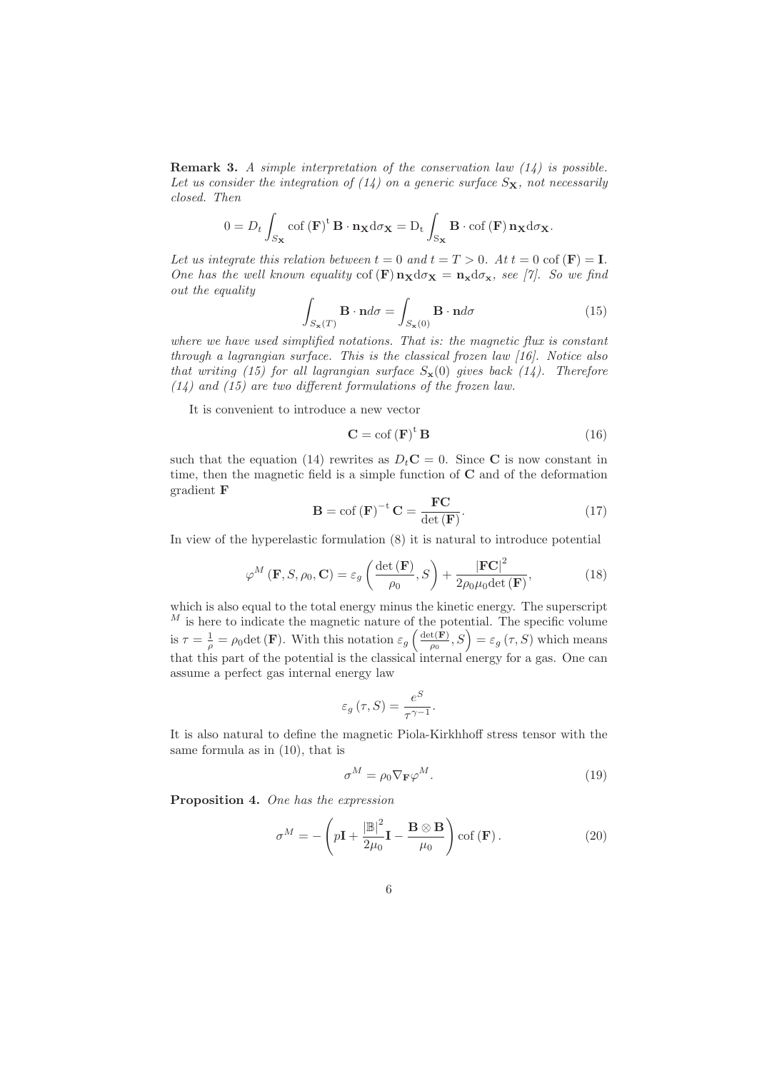**Remark 3.** *A simple interpretation of the conservation law (14) is possible. Let us consider the integration of (14) on a generic surface $S_{\mathbf{X}}$, not necessarily closed. Then*

$$0 = D_t \int_{S_{\mathbf{X}}} \operatorname{cof}(\mathbf{F})^{\mathrm{t}} \mathbf{B} \cdot \mathbf{n}_{\mathbf{X}} \mathrm{d}\sigma_{\mathbf{X}} = \mathrm{D}_{\mathrm{t}} \int_{\mathrm{S}_{\mathbf{X}}} \mathbf{B} \cdot \operatorname{cof}(\mathbf{F}) \mathbf{n}_{\mathbf{X}} \mathrm{d}\sigma_{\mathbf{X}}.$$

*Let us integrate this relation between $t = 0$ and $t = T > 0$. At $t = 0$ $\operatorname{cof}(\mathbf{F}) = \mathbf{I}$. One has the well known equality $\operatorname{cof}(\mathbf{F}) \mathbf{n}_{\mathbf{X}} \mathrm{d}\sigma_{\mathbf{X}} = \mathbf{n}_{\mathbf{x}} \mathrm{d}\sigma_{\mathbf{x}}$, see [7]. So we find out the equality*

$$\int_{S_{\mathbf{x}}(T)} \mathbf{B} \cdot \mathbf{n} d\sigma = \int_{S_{\mathbf{x}}(0)} \mathbf{B} \cdot \mathbf{n} d\sigma \tag{15}$$

*where we have used simplified notations. That is: the magnetic flux is constant through a lagrangian surface. This is the classical frozen law [16]. Notice also that writing (15) for all lagrangian surface $S_{\mathbf{x}}(0)$ gives back (14). Therefore (14) and (15) are two different formulations of the frozen law.*

It is convenient to introduce a new vector

$$\mathbf{C} = \operatorname{cof}(\mathbf{F})^{\mathrm{t}} \mathbf{B} \tag{16}$$

such that the equation (14) rewrites as $D_t \mathbf{C} = 0$. Since $\mathbf{C}$ is now constant in time, then the magnetic field is a simple function of $\mathbf{C}$ and of the deformation gradient $\mathbf{F}$

$$\mathbf{B} = \operatorname{cof}(\mathbf{F})^{-\mathrm{t}} \mathbf{C} = \frac{\mathbf{F}\mathbf{C}}{\det(\mathbf{F})}. \tag{17}$$

In view of the hyperelastic formulation (8) it is natural to introduce potential

$$\varphi^M(\mathbf{F}, S, \rho_0, \mathbf{C}) = \varepsilon_g\left(\frac{\det(\mathbf{F})}{\rho_0}, S\right) + \frac{|\mathbf{F}\mathbf{C}|^2}{2\rho_0 \mu_0 \det(\mathbf{F})}, \tag{18}$$

which is also equal to the total energy minus the kinetic energy. The superscript $^M$ is here to indicate the magnetic nature of the potential. The specific volume is $\tau = \frac{1}{\rho} = \rho_0 \det(\mathbf{F})$. With this notation $\varepsilon_g\left(\frac{\det(\mathbf{F})}{\rho_0}, S\right) = \varepsilon_g(\tau, S)$ which means that this part of the potential is the classical internal energy for a gas. One can assume a perfect gas internal energy law

$$\varepsilon_g(\tau, S) = \frac{e^S}{\tau^{\gamma - 1}}.$$

It is also natural to define the magnetic Piola-Kirkhhoff stress tensor with the same formula as in (10), that is

$$\sigma^M = \rho_0 \nabla_{\mathbf{F}} \varphi^M. \tag{19}$$

**Proposition 4.** *One has the expression*

$$\sigma^M = -\left(p\mathbf{I} + \frac{|\mathbb{B}|^2}{2\mu_0}\mathbf{I} - \frac{\mathbf{B} \otimes \mathbf{B}}{\mu_0}\right) \operatorname{cof}(\mathbf{F}). \tag{20}$$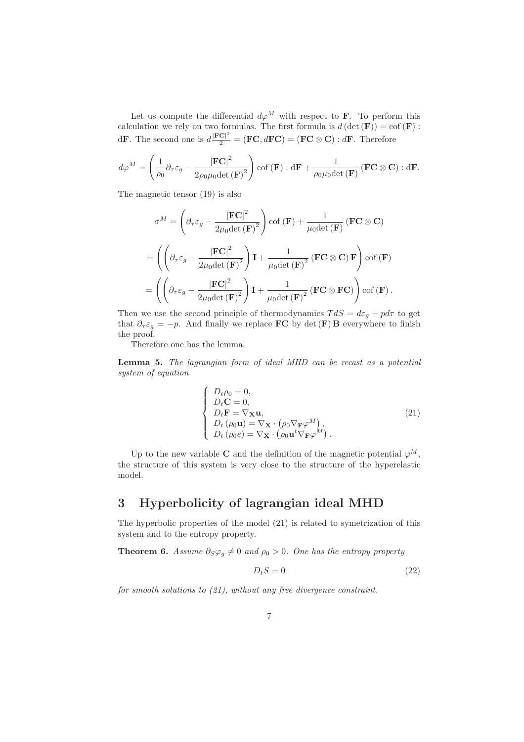Let us compute the differential $d\varphi^M$ with respect to $\mathbf{F}$. To perform this calculation we rely on two formulas. The first formula is $d\left(\det\left(\mathbf{F}\right)\right) = \mathrm{cof}\left(\mathbf{F}\right) : \mathrm{d}\mathbf{F}$. The second one is $d\frac{|\mathbf{FC}|^2}{2} = \left(\mathbf{FC}, d\mathbf{FC}\right) = \left(\mathbf{FC}\otimes\mathbf{C}\right) : d\mathbf{F}$. Therefore

$$
d\varphi^M = \left(\frac{1}{\rho_0}\partial_\tau\varepsilon_g - \frac{|\mathbf{FC}|^2}{2\rho_0\mu_0\det\left(\mathbf{F}\right)^2}\right)\mathrm{cof}\left(\mathbf{F}\right) : \mathrm{d}\mathbf{F} + \frac{1}{\rho_0\mu_0\det\left(\mathbf{F}\right)}\left(\mathbf{FC}\otimes\mathbf{C}\right) : \mathrm{d}\mathbf{F}.
$$

The magnetic tensor (19) is also

$$
\sigma^M = \left(\partial_\tau\varepsilon_g - \frac{|\mathbf{FC}|^2}{2\mu_0\det\left(\mathbf{F}\right)^2}\right)\mathrm{cof}\left(\mathbf{F}\right) + \frac{1}{\mu_0\det\left(\mathbf{F}\right)}\left(\mathbf{FC}\otimes\mathbf{C}\right)
$$

$$
= \left(\left(\partial_\tau\varepsilon_g - \frac{|\mathbf{FC}|^2}{2\mu_0\det\left(\mathbf{F}\right)^2}\right)\mathbf{I} + \frac{1}{\mu_0\det\left(\mathbf{F}\right)^2}\left(\mathbf{FC}\otimes\mathbf{C}\right)\mathbf{F}\right)\mathrm{cof}\left(\mathbf{F}\right)
$$

$$
= \left(\left(\partial_\tau\varepsilon_g - \frac{|\mathbf{FC}|^2}{2\mu_0\det\left(\mathbf{F}\right)^2}\right)\mathbf{I} + \frac{1}{\mu_0\det\left(\mathbf{F}\right)^2}\left(\mathbf{FC}\otimes\mathbf{FC}\right)\right)\mathrm{cof}\left(\mathbf{F}\right).
$$

Then we use the second principle of thermodynamics $TdS = d\varepsilon_g + pd\tau$ to get that $\partial_\tau\varepsilon_g = -p$. And finally we replace $\mathbf{FC}$ by $\det\left(\mathbf{F}\right)\mathbf{B}$ everywhere to finish the proof.

Therefore one has the lemma.

**Lemma 5.** *The lagrangian form of ideal MHD can be recast as a potential system of equation*

$$
\begin{cases}
D_t\rho_0 = 0, \\
D_t\mathbf{C} = 0, \\
D_t\mathbf{F} = \nabla_{\mathbf{X}}\mathbf{u}, \\
D_t\left(\rho_0\mathbf{u}\right) = \nabla_{\mathbf{X}}\cdot\left(\rho_0\nabla_{\mathbf{F}}\varphi^M\right), \\
D_t\left(\rho_0 e\right) = \nabla_{\mathbf{X}}\cdot\left(\rho_0\mathbf{u}^t\nabla_{\mathbf{F}}\varphi^M\right).
\end{cases}
\tag{21}
$$

Up to the new variable $\mathbf{C}$ and the definition of the magnetic potential $\varphi^M$, the structure of this system is very close to the structure of the hyperelastic model.

# 3 Hyperbolicity of lagrangian ideal MHD

The hyperbolic properties of the model (21) is related to symetrization of this system and to the entropy property.

**Theorem 6.** *Assume $\partial_S\varphi_g \neq 0$ and $\rho_0 > 0$. One has the entropy property*

$$
D_t S = 0 \tag{22}
$$

*for smooth solutions to (21), without any free divergence constraint.*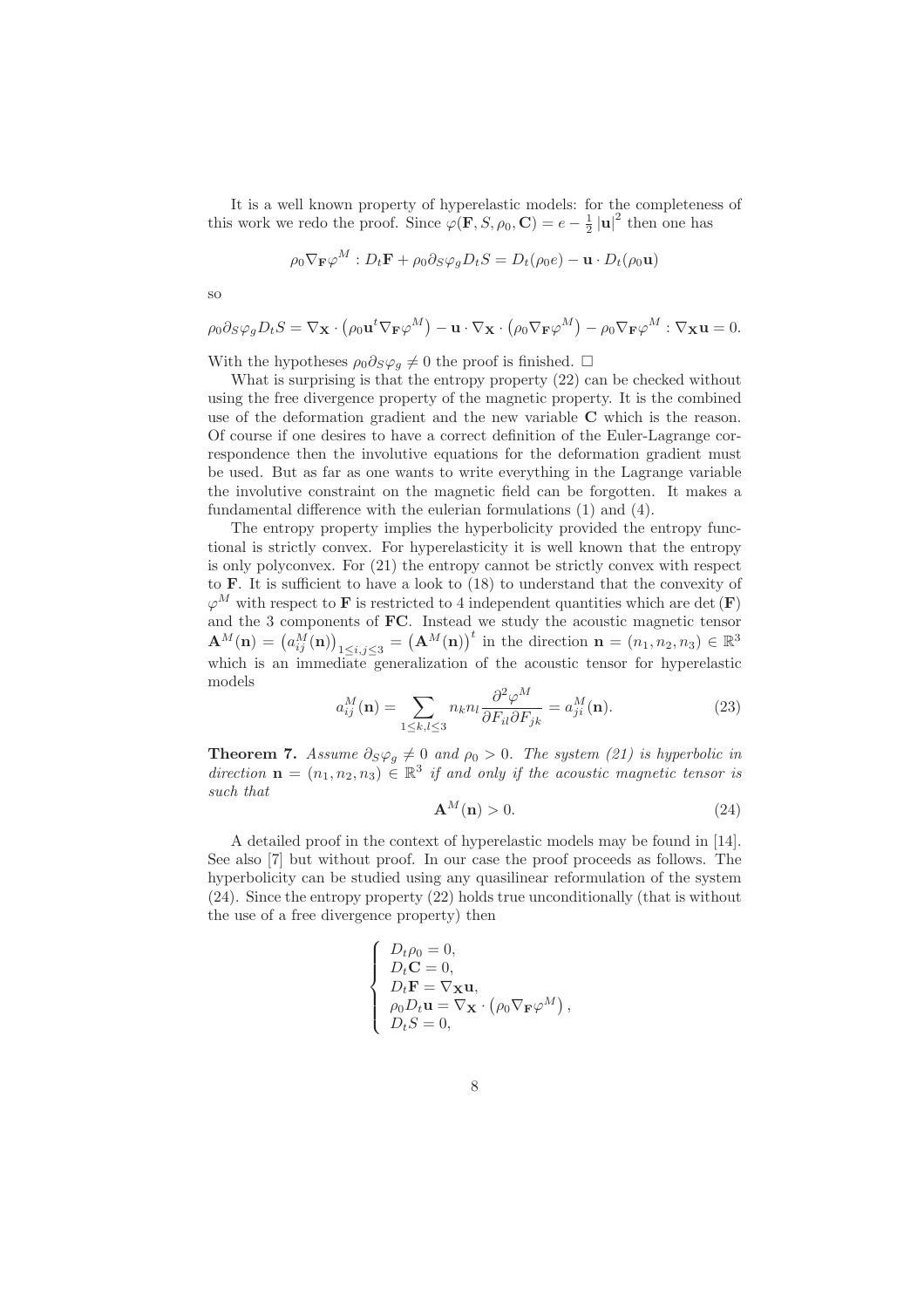It is a well known property of hyperelastic models: for the completeness of this work we redo the proof. Since $\varphi(\mathbf{F}, S, \rho_0, \mathbf{C}) = e - \frac{1}{2}|\mathbf{u}|^2$ then one has

$$\rho_0 \nabla_{\mathbf{F}} \varphi^M : D_t \mathbf{F} + \rho_0 \partial_S \varphi_g D_t S = D_t(\rho_0 e) - \mathbf{u} \cdot D_t(\rho_0 \mathbf{u})$$

so

$$\rho_0 \partial_S \varphi_g D_t S = \nabla_{\mathbf{X}} \cdot \left(\rho_0 \mathbf{u}^t \nabla_{\mathbf{F}} \varphi^M\right) - \mathbf{u} \cdot \nabla_{\mathbf{X}} \cdot \left(\rho_0 \nabla_{\mathbf{F}} \varphi^M\right) - \rho_0 \nabla_{\mathbf{F}} \varphi^M : \nabla_{\mathbf{X}} \mathbf{u} = 0.$$

With the hypotheses $\rho_0 \partial_S \varphi_g \neq 0$ the proof is finished. □

What is surprising is that the entropy property (22) can be checked without using the free divergence property of the magnetic property. It is the combined use of the deformation gradient and the new variable $\mathbf{C}$ which is the reason. Of course if one desires to have a correct definition of the Euler-Lagrange correspondence then the involutive equations for the deformation gradient must be used. But as far as one wants to write everything in the Lagrange variable the involutive constraint on the magnetic field can be forgotten. It makes a fundamental difference with the eulerian formulations (1) and (4).

The entropy property implies the hyperbolicity provided the entropy functional is strictly convex. For hyperelasticity it is well known that the entropy is only polyconvex. For (21) the entropy cannot be strictly convex with respect to $\mathbf{F}$. It is sufficient to have a look to (18) to understand that the convexity of $\varphi^M$ with respect to $\mathbf{F}$ is restricted to 4 independent quantities which are $\det(\mathbf{F})$ and the 3 components of $\mathbf{FC}$. Instead we study the acoustic magnetic tensor $\mathbf{A}^M(\mathbf{n}) = \left(a_{ij}^M(\mathbf{n})\right)_{1 \leq i,j \leq 3} = \left(\mathbf{A}^M(\mathbf{n})\right)^t$ in the direction $\mathbf{n} = (n_1, n_2, n_3) \in \mathbb{R}^3$ which is an immediate generalization of the acoustic tensor for hyperelastic models

$$a_{ij}^M(\mathbf{n}) = \sum_{1 \leq k,l \leq 3} n_k n_l \frac{\partial^2 \varphi^M}{\partial F_{il} \partial F_{jk}} = a_{ji}^M(\mathbf{n}). \tag{23}$$

**Theorem 7.** *Assume $\partial_S \varphi_g \neq 0$ and $\rho_0 > 0$. The system (21) is hyperbolic in direction $\mathbf{n} = (n_1, n_2, n_3) \in \mathbb{R}^3$ if and only if the acoustic magnetic tensor is such that*

$$\mathbf{A}^M(\mathbf{n}) > 0. \tag{24}$$

A detailed proof in the context of hyperelastic models may be found in [14]. See also [7] but without proof. In our case the proof proceeds as follows. The hyperbolicity can be studied using any quasilinear reformulation of the system (24). Since the entropy property (22) holds true unconditionally (that is without the use of a free divergence property) then

$$\begin{cases} D_t \rho_0 = 0, \\ D_t \mathbf{C} = 0, \\ D_t \mathbf{F} = \nabla_{\mathbf{X}} \mathbf{u}, \\ \rho_0 D_t \mathbf{u} = \nabla_{\mathbf{X}} \cdot \left(\rho_0 \nabla_{\mathbf{F}} \varphi^M\right), \\ D_t S = 0, \end{cases}$$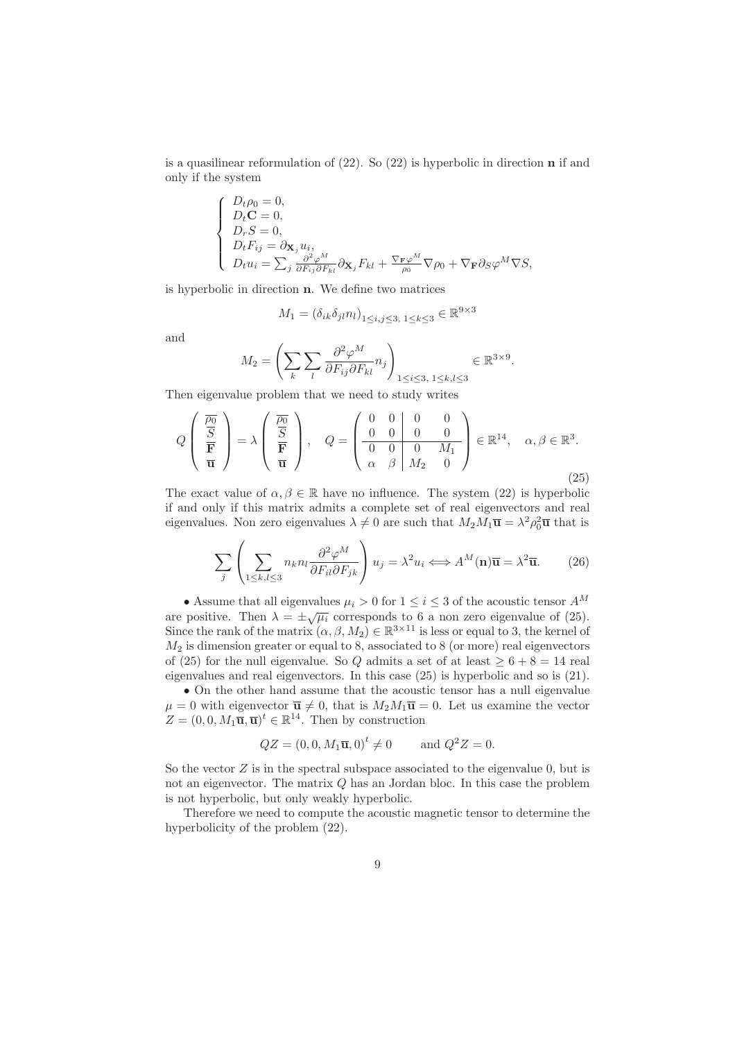is a quasilinear reformulation of (22). So (22) is hyperbolic in direction $\mathbf{n}$ if and only if the system

$$
\begin{cases}
D_t \rho_0 = 0, \\
D_t \mathbf{C} = 0, \\
D_r S = 0, \\
D_t F_{ij} = \partial_{\mathbf{X}_j} u_i, \\
D_t u_i = \sum_j \frac{\partial^2 \varphi^M}{\partial F_{ij} \partial F_{kl}} \partial_{\mathbf{X}_j} F_{kl} + \frac{\nabla_{\mathbf{F}} \varphi^M}{\rho_0} \nabla \rho_0 + \nabla_{\mathbf{F}} \partial_S \varphi^M \nabla S,
\end{cases}
$$

is hyperbolic in direction $\mathbf{n}$. We define two matrices

$$
M_1 = (\delta_{ik} \delta_{jl} n_l)_{1 \le i,j \le 3,\ 1 \le k \le 3} \in \mathbb{R}^{9 \times 3}
$$

and

$$
M_2 = \left( \sum_k \sum_l \frac{\partial^2 \varphi^M}{\partial F_{ij} \partial F_{kl}} n_j \right)_{1 \le i \le 3,\ 1 \le k,l \le 3} \in \mathbb{R}^{3 \times 9}.
$$

Then eigenvalue problem that we need to study writes

$$
Q \begin{pmatrix} \overline{\rho_0} \\ \overline{S} \\ \overline{\mathbf{F}} \\ \overline{\mathbf{u}} \end{pmatrix} = \lambda \begin{pmatrix} \overline{\rho_0} \\ \overline{S} \\ \overline{\mathbf{F}} \\ \overline{\mathbf{u}} \end{pmatrix}, \quad Q = \left( \begin{array}{cc|cc} 0 & 0 & 0 & 0 \\ 0 & 0 & 0 & 0 \\ \hline 0 & 0 & 0 & M_1 \\ \alpha & \beta & M_2 & 0 \end{array} \right) \in \mathbb{R}^{14}, \quad \alpha, \beta \in \mathbb{R}^3. \tag{25}
$$

The exact value of $\alpha, \beta \in \mathbb{R}$ have no influence. The system (22) is hyperbolic if and only if this matrix admits a complete set of real eigenvectors and real eigenvalues. Non zero eigenvalues $\lambda \neq 0$ are such that $M_2 M_1 \overline{\mathbf{u}} = \lambda^2 \rho_0^2 \overline{\mathbf{u}}$ that is

$$
\sum_j \left( \sum_{1 \le k,l \le 3} n_k n_l \frac{\partial^2 \varphi^M}{\partial F_{il} \partial F_{jk}} \right) u_j = \lambda^2 u_i \Longleftrightarrow A^M(\mathbf{n}) \overline{\mathbf{u}} = \lambda^2 \overline{\mathbf{u}}. \tag{26}
$$

- Assume that all eigenvalues $\mu_i > 0$ for $1 \le i \le 3$ of the acoustic tensor $A^M$ are positive. Then $\lambda = \pm\sqrt{\mu_i}$ corresponds to 6 a non zero eigenvalue of (25). Since the rank of the matrix $(\alpha, \beta, M_2) \in \mathbb{R}^{3 \times 11}$ is less or equal to 3, the kernel of $M_2$ is dimension greater or equal to 8, associated to 8 (or more) real eigenvectors of (25) for the null eigenvalue. So $Q$ admits a set of at least $\ge 6 + 8 = 14$ real eigenvalues and real eigenvectors. In this case (25) is hyperbolic and so is (21).
- On the other hand assume that the acoustic tensor has a null eigenvalue $\mu = 0$ with eigenvector $\overline{\mathbf{u}} \neq 0$, that is $M_2 M_1 \overline{\mathbf{u}} = 0$. Let us examine the vector $Z = (0, 0, M_1 \overline{\mathbf{u}}, \overline{\mathbf{u}})^t \in \mathbb{R}^{14}$. Then by construction

$$
QZ = (0, 0, M_1 \overline{\mathbf{u}}, 0)^t \neq 0 \qquad \text{and } Q^2 Z = 0.
$$

So the vector $Z$ is in the spectral subspace associated to the eigenvalue 0, but is not an eigenvector. The matrix $Q$ has an Jordan bloc. In this case the problem is not hyperbolic, but only weakly hyperbolic.

Therefore we need to compute the acoustic magnetic tensor to determine the hyperbolicity of the problem (22).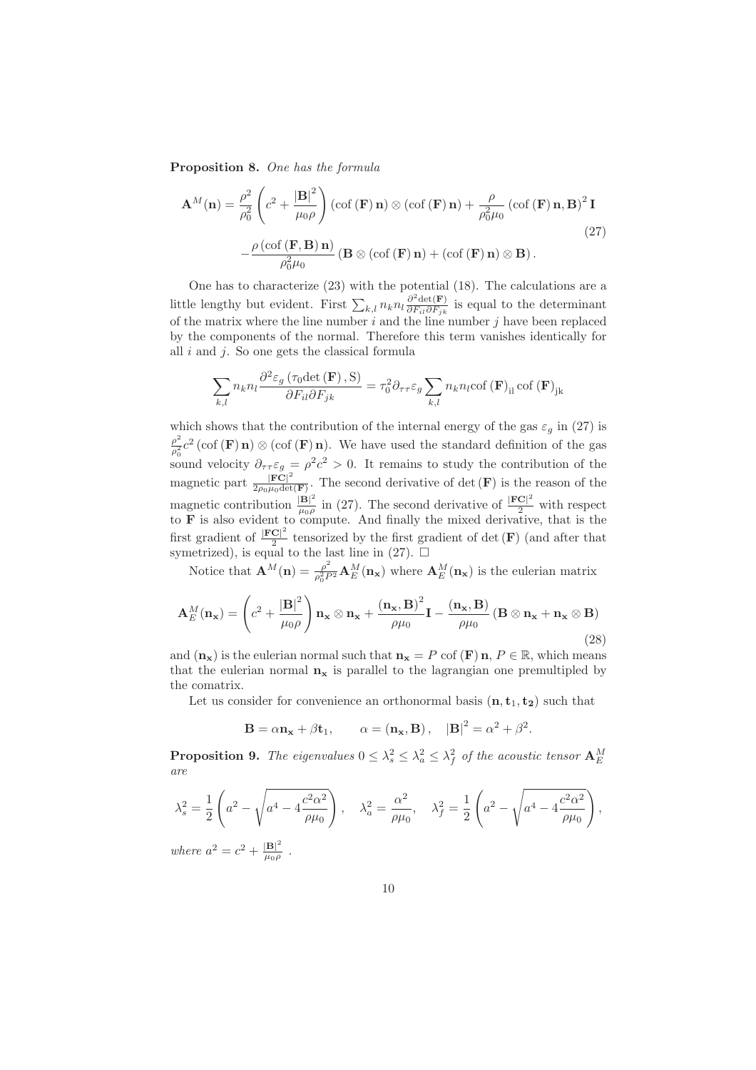**Proposition 8.** *One has the formula*

$$
\mathbf{A}^M(\mathbf{n}) = \frac{\rho^2}{\rho_0^2}\left(c^2 + \frac{|\mathbf{B}|^2}{\mu_0 \rho}\right)(\mathrm{cof}\,(\mathbf{F})\,\mathbf{n}) \otimes (\mathrm{cof}\,(\mathbf{F})\,\mathbf{n}) + \frac{\rho}{\rho_0^2 \mu_0}\left(\mathrm{cof}\,(\mathbf{F})\,\mathbf{n}, \mathbf{B}\right)^2 \mathbf{I}
$$
$$
-\frac{\rho\left(\mathrm{cof}\,(\mathbf{F}, \mathbf{B})\,\mathbf{n}\right)}{\rho_0^2 \mu_0}\left(\mathbf{B} \otimes (\mathrm{cof}\,(\mathbf{F})\,\mathbf{n}) + (\mathrm{cof}\,(\mathbf{F})\,\mathbf{n}) \otimes \mathbf{B}\right). \tag{27}
$$

One has to characterize (23) with the potential (18). The calculations are a little lengthy but evident. First $\sum_{k,l} n_k n_l \frac{\partial^2 \det(\mathbf{F})}{\partial F_{il} \partial F_{jk}}$ is equal to the determinant of the matrix where the line number $i$ and the line number $j$ have been replaced by the components of the normal. Therefore this term vanishes identically for all $i$ and $j$. So one gets the classical formula

$$
\sum_{k,l} n_k n_l \frac{\partial^2 \varepsilon_g\left(\tau_0 \det(\mathbf{F}), \mathrm{S}\right)}{\partial F_{il} \partial F_{jk}} = \tau_0^2 \partial_{\tau\tau} \varepsilon_g \sum_{k,l} n_k n_l \mathrm{cof}\,(\mathbf{F})_{\mathrm{il}}\, \mathrm{cof}\,(\mathbf{F})_{\mathrm{jk}}
$$

which shows that the contribution of the internal energy of the gas $\varepsilon_g$ in (27) is $\frac{\rho^2}{\rho_0^2} c^2 (\mathrm{cof}\,(\mathbf{F})\,\mathbf{n}) \otimes (\mathrm{cof}\,(\mathbf{F})\,\mathbf{n})$. We have used the standard definition of the gas sound velocity $\partial_{\tau\tau} \varepsilon_g = \rho^2 c^2 > 0$. It remains to study the contribution of the magnetic part $\frac{|\mathbf{FC}|^2}{2\rho_0 \mu_0 \det(\mathbf{F})}$. The second derivative of $\det(\mathbf{F})$ is the reason of the magnetic contribution $\frac{|\mathbf{B}|^2}{\mu_0 \rho}$ in (27). The second derivative of $\frac{|\mathbf{FC}|^2}{2}$ with respect to $\mathbf{F}$ is also evident to compute. And finally the mixed derivative, that is the first gradient of $\frac{|\mathbf{FC}|^2}{2}$ tensorized by the first gradient of $\det(\mathbf{F})$ (and after that symetrized), is equal to the last line in (27). $\square$

Notice that $\mathbf{A}^M(\mathbf{n}) = \frac{\rho^2}{\rho_0^2 P^2} \mathbf{A}_E^M(\mathbf{n_x})$ where $\mathbf{A}_E^M(\mathbf{n_x})$ is the eulerian matrix

$$
\mathbf{A}_E^M(\mathbf{n_x}) = \left(c^2 + \frac{|\mathbf{B}|^2}{\mu_0 \rho}\right)\mathbf{n_x} \otimes \mathbf{n_x} + \frac{(\mathbf{n_x}, \mathbf{B})^2}{\rho \mu_0}\mathbf{I} - \frac{(\mathbf{n_x}, \mathbf{B})}{\rho \mu_0}\left(\mathbf{B} \otimes \mathbf{n_x} + \mathbf{n_x} \otimes \mathbf{B}\right) \tag{28}
$$

and $(\mathbf{n_x})$ is the eulerian normal such that $\mathbf{n_x} = P\,\mathrm{cof}\,(\mathbf{F})\,\mathbf{n}$, $P \in \mathbb{R}$, which means that the eulerian normal $\mathbf{n_x}$ is parallel to the lagrangian one premultipled by the comatrix.

Let us consider for convenience an orthonormal basis $(\mathbf{n}, \mathbf{t}_1, \mathbf{t_2})$ such that

$$
\mathbf{B} = \alpha \mathbf{n_x} + \beta \mathbf{t}_1, \qquad \alpha = (\mathbf{n_x}, \mathbf{B}), \quad |\mathbf{B}|^2 = \alpha^2 + \beta^2.
$$

**Proposition 9.** *The eigenvalues $0 \le \lambda_s^2 \le \lambda_a^2 \le \lambda_f^2$ of the acoustic tensor $\mathbf{A}_E^M$ are*

$$
\lambda_s^2 = \frac{1}{2}\left(a^2 - \sqrt{a^4 - 4\frac{c^2 \alpha^2}{\rho \mu_0}}\right), \quad \lambda_a^2 = \frac{\alpha^2}{\rho \mu_0}, \quad \lambda_f^2 = \frac{1}{2}\left(a^2 - \sqrt{a^4 - 4\frac{c^2 \alpha^2}{\rho \mu_0}}\right),
$$

*where* $a^2 = c^2 + \frac{|\mathbf{B}|^2}{\mu_0 \rho}$ .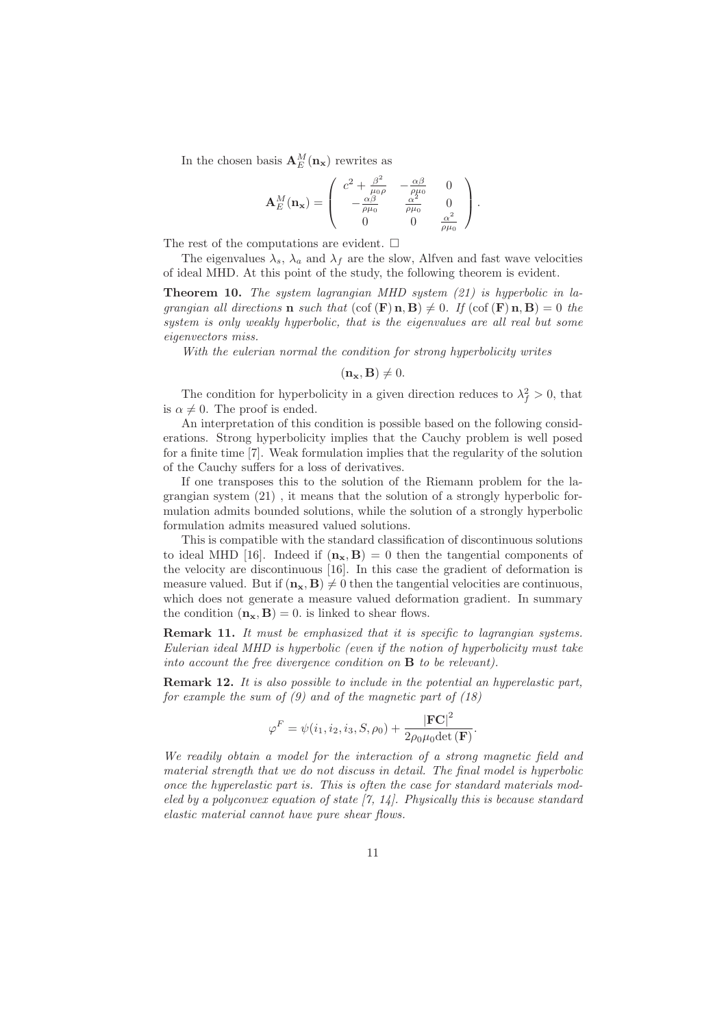In the chosen basis $\mathbf{A}_E^M(\mathbf{n_x})$ rewrites as

$$
\mathbf{A}_E^M(\mathbf{n_x}) = \begin{pmatrix} c^2 + \frac{\beta^2}{\mu_0 \rho} & -\frac{\alpha\beta}{\rho\mu_0} & 0 \\ -\frac{\alpha\beta}{\rho\mu_0} & \frac{\alpha^2}{\rho\mu_0} & 0 \\ 0 & 0 & \frac{\alpha^2}{\rho\mu_0} \end{pmatrix}.
$$

The rest of the computations are evident. □

The eigenvalues $\lambda_s$, $\lambda_a$ and $\lambda_f$ are the slow, Alfven and fast wave velocities of ideal MHD. At this point of the study, the following theorem is evident.

**Theorem 10.** *The system lagrangian MHD system (21) is hyperbolic in lagrangian all directions* $\mathbf{n}$ *such that* $(\mathrm{cof}(\mathbf{F})\mathbf{n}, \mathbf{B}) \neq 0$. *If* $(\mathrm{cof}(\mathbf{F})\mathbf{n}, \mathbf{B}) = 0$ *the system is only weakly hyperbolic, that is the eigenvalues are all real but some eigenvectors miss.*

*With the eulerian normal the condition for strong hyperbolicity writes*

$$
(\mathbf{n_x}, \mathbf{B}) \neq 0.
$$

The condition for hyperbolicity in a given direction reduces to $\lambda_f^2 > 0$, that is $\alpha \neq 0$. The proof is ended.

An interpretation of this condition is possible based on the following considerations. Strong hyperbolicity implies that the Cauchy problem is well posed for a finite time [7]. Weak formulation implies that the regularity of the solution of the Cauchy suffers for a loss of derivatives.

If one transposes this to the solution of the Riemann problem for the lagrangian system (21) , it means that the solution of a strongly hyperbolic formulation admits bounded solutions, while the solution of a strongly hyperbolic formulation admits measured valued solutions.

This is compatible with the standard classification of discontinuous solutions to ideal MHD [16]. Indeed if $(\mathbf{n_x}, \mathbf{B}) = 0$ then the tangential components of the velocity are discontinuous [16]. In this case the gradient of deformation is measure valued. But if $(\mathbf{n_x}, \mathbf{B}) \neq 0$ then the tangential velocities are continuous, which does not generate a measure valued deformation gradient. In summary the condition $(\mathbf{n_x}, \mathbf{B}) = 0$. is linked to shear flows.

**Remark 11.** *It must be emphasized that it is specific to lagrangian systems. Eulerian ideal MHD is hyperbolic (even if the notion of hyperbolicity must take into account the free divergence condition on* $\mathbf{B}$ *to be relevant).*

**Remark 12.** *It is also possible to include in the potential an hyperelastic part, for example the sum of (9) and of the magnetic part of (18)*

$$
\varphi^F = \psi(i_1, i_2, i_3, S, \rho_0) + \frac{|\mathbf{FC}|^2}{2\rho_0\mu_0 \det(\mathbf{F})}.
$$

*We readily obtain a model for the interaction of a strong magnetic field and material strength that we do not discuss in detail. The final model is hyperbolic once the hyperelastic part is. This is often the case for standard materials modeled by a polyconvex equation of state [7, 14]. Physically this is because standard elastic material cannot have pure shear flows.*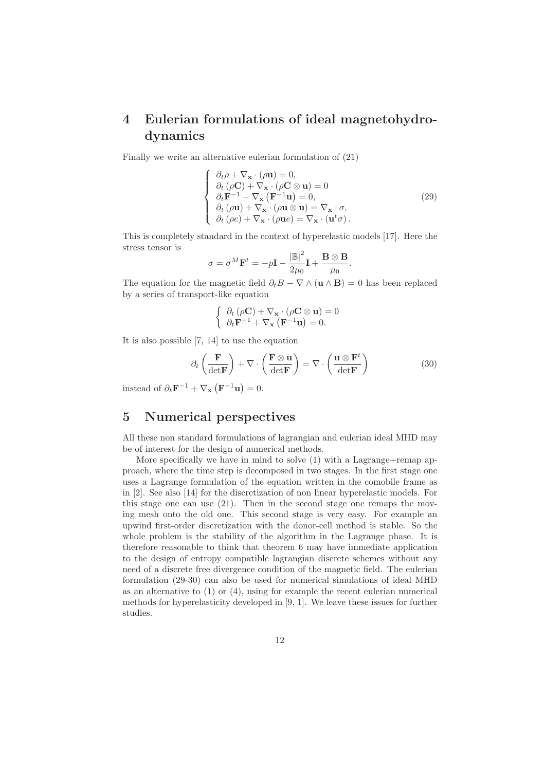# 4 Eulerian formulations of ideal magnetohydrodynamics

Finally we write an alternative eulerian formulation of (21)

$$\begin{cases} \partial_t \rho + \nabla_{\mathbf{x}} \cdot (\rho \mathbf{u}) = 0, \\ \partial_t (\rho \mathbf{C}) + \nabla_{\mathbf{x}} \cdot (\rho \mathbf{C} \otimes \mathbf{u}) = 0 \\ \partial_t \mathbf{F}^{-1} + \nabla_{\mathbf{x}} \left( \mathbf{F}^{-1} \mathbf{u} \right) = 0, \\ \partial_t (\rho \mathbf{u}) + \nabla_{\mathbf{x}} \cdot (\rho \mathbf{u} \otimes \mathbf{u}) = \nabla_{\mathbf{x}} \cdot \sigma, \\ \partial_t (\rho e) + \nabla_{\mathbf{x}} \cdot (\rho \mathbf{u} e) = \nabla_{\mathbf{x}} \cdot (\mathbf{u}^t \sigma). \end{cases} \tag{29}$$

This is completely standard in the context of hyperelastic models [17]. Here the stress tensor is

$$\sigma = \sigma^M \mathbf{F}^t = -p\mathbf{I} - \frac{|\mathbb{B}|^2}{2\mu_0}\mathbf{I} + \frac{\mathbf{B} \otimes \mathbf{B}}{\mu_0}.$$

The equation for the magnetic field $\partial_t B - \nabla \wedge (\mathbf{u} \wedge \mathbf{B}) = 0$ has been replaced by a series of transport-like equation

$$\begin{cases} \partial_t (\rho \mathbf{C}) + \nabla_{\mathbf{x}} \cdot (\rho \mathbf{C} \otimes \mathbf{u}) = 0 \\ \partial_t \mathbf{F}^{-1} + \nabla_{\mathbf{x}} \left( \mathbf{F}^{-1} \mathbf{u} \right) = 0. \end{cases}$$

It is also possible [7, 14] to use the equation

$$\partial_t \left( \frac{\mathbf{F}}{\det \mathbf{F}} \right) + \nabla \cdot \left( \frac{\mathbf{F} \otimes \mathbf{u}}{\det \mathbf{F}} \right) = \nabla \cdot \left( \frac{\mathbf{u} \otimes \mathbf{F}^t}{\det \mathbf{F}} \right) \tag{30}$$

instead of $\partial_t \mathbf{F}^{-1} + \nabla_{\mathbf{x}} \left( \mathbf{F}^{-1} \mathbf{u} \right) = 0$.

# 5 Numerical perspectives

All these non standard formulations of lagrangian and eulerian ideal MHD may be of interest for the design of numerical methods.

More specifically we have in mind to solve (1) with a Lagrange+remap approach, where the time step is decomposed in two stages. In the first stage one uses a Lagrange formulation of the equation written in the comobile frame as in [2]. See also [14] for the discretization of non linear hyperelastic models. For this stage one can use (21). Then in the second stage one remaps the moving mesh onto the old one. This second stage is very easy. For example an upwind first-order discretization with the donor-cell method is stable. So the whole problem is the stability of the algorithm in the Lagrange phase. It is therefore reasonable to think that theorem 6 may have immediate application to the design of entropy compatible lagrangian discrete schemes without any need of a discrete free divergence condition of the magnetic field. The eulerian formulation (29-30) can also be used for numerical simulations of ideal MHD as an alternative to (1) or (4), using for example the recent eulerian numerical methods for hyperelasticity developed in [9, 1]. We leave these issues for further studies.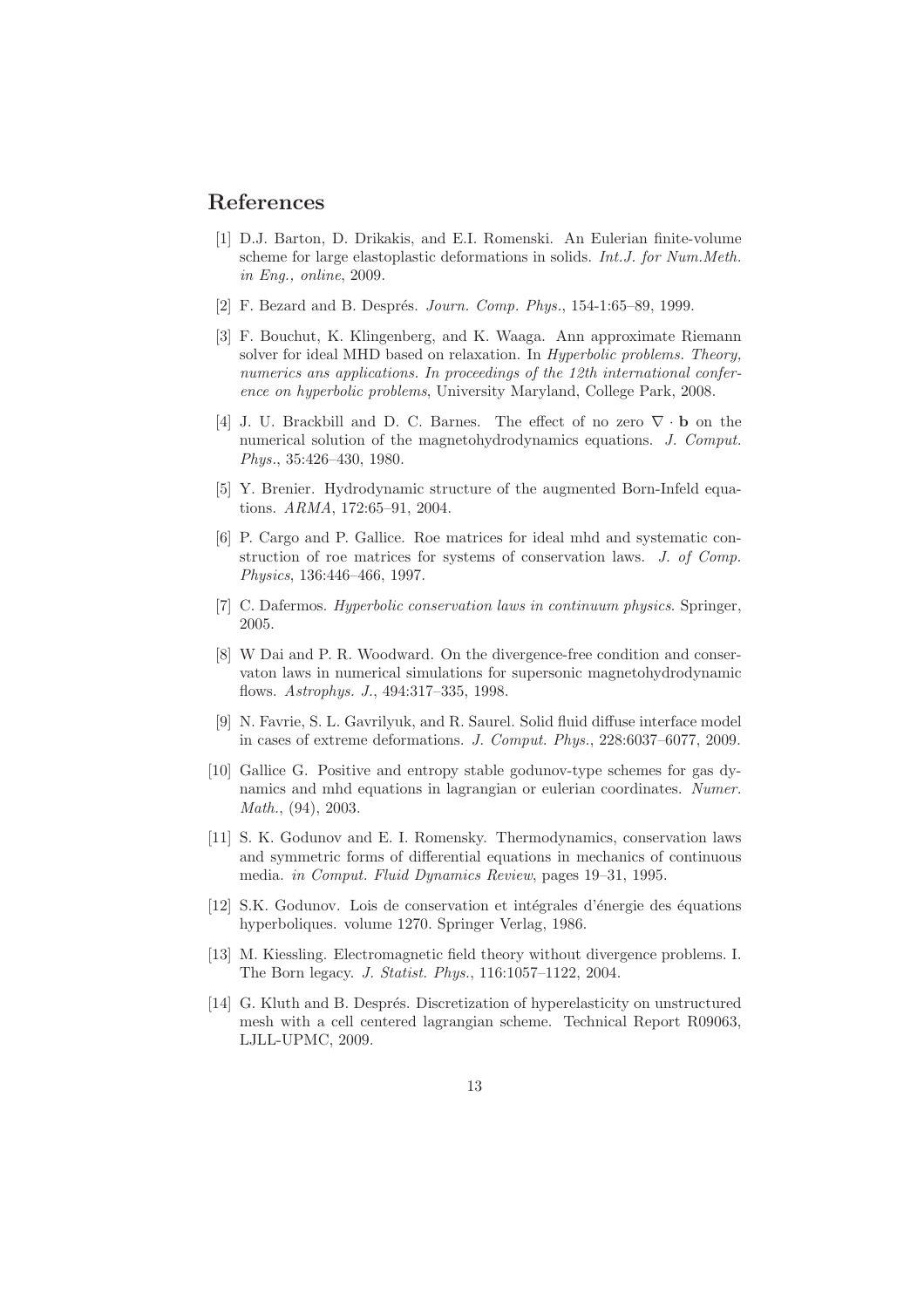## References

[1] D.J. Barton, D. Drikakis, and E.I. Romenski. An Eulerian finite-volume scheme for large elastoplastic deformations in solids. *Int.J. for Num.Meth. in Eng., online*, 2009.

[2] F. Bezard and B. Després. *Journ. Comp. Phys.*, 154-1:65–89, 1999.

[3] F. Bouchut, K. Klingenberg, and K. Waaga. Ann approximate Riemann solver for ideal MHD based on relaxation. In *Hyperbolic problems. Theory, numerics ans applications. In proceedings of the 12th international conference on hyperbolic problems*, University Maryland, College Park, 2008.

[4] J. U. Brackbill and D. C. Barnes. The effect of no zero $\nabla \cdot \mathbf{b}$ on the numerical solution of the magnetohydrodynamics equations. *J. Comput. Phys.*, 35:426–430, 1980.

[5] Y. Brenier. Hydrodynamic structure of the augmented Born-Infeld equations. *ARMA*, 172:65–91, 2004.

[6] P. Cargo and P. Gallice. Roe matrices for ideal mhd and systematic construction of roe matrices for systems of conservation laws. *J. of Comp. Physics*, 136:446–466, 1997.

[7] C. Dafermos. *Hyperbolic conservation laws in continuum physics*. Springer, 2005.

[8] W Dai and P. R. Woodward. On the divergence-free condition and conservaton laws in numerical simulations for supersonic magnetohydrodynamic flows. *Astrophys. J.*, 494:317–335, 1998.

[9] N. Favrie, S. L. Gavrilyuk, and R. Saurel. Solid fluid diffuse interface model in cases of extreme deformations. *J. Comput. Phys.*, 228:6037–6077, 2009.

[10] Gallice G. Positive and entropy stable godunov-type schemes for gas dynamics and mhd equations in lagrangian or eulerian coordinates. *Numer. Math.*, (94), 2003.

[11] S. K. Godunov and E. I. Romensky. Thermodynamics, conservation laws and symmetric forms of differential equations in mechanics of continuous media. *in Comput. Fluid Dynamics Review*, pages 19–31, 1995.

[12] S.K. Godunov. Lois de conservation et intégrales d'énergie des équations hyperboliques. volume 1270. Springer Verlag, 1986.

[13] M. Kiessling. Electromagnetic field theory without divergence problems. I. The Born legacy. *J. Statist. Phys.*, 116:1057–1122, 2004.

[14] G. Kluth and B. Després. Discretization of hyperelasticity on unstructured mesh with a cell centered lagrangian scheme. Technical Report R09063, LJLL-UPMC, 2009.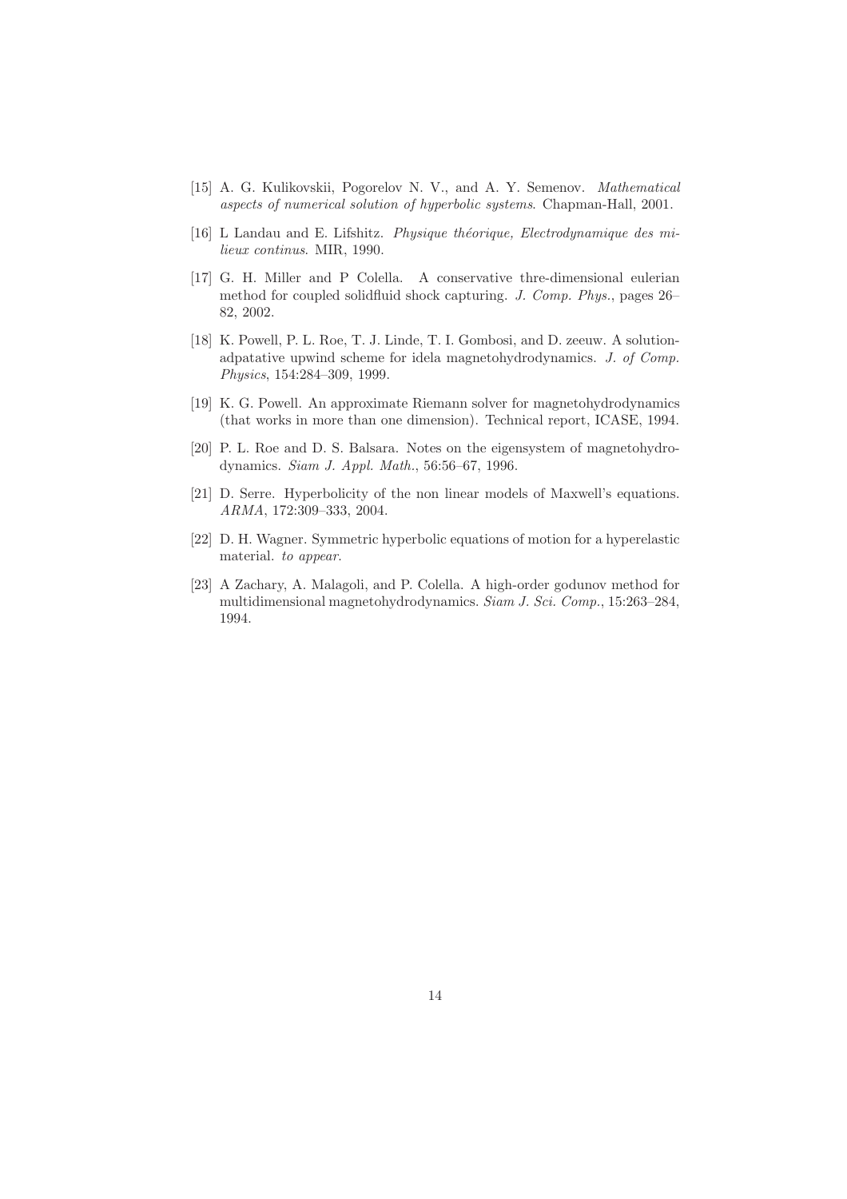[15] A. G. Kulikovskii, Pogorelov N. V., and A. Y. Semenov. *Mathematical aspects of numerical solution of hyperbolic systems*. Chapman-Hall, 2001.

[16] L Landau and E. Lifshitz. *Physique théorique, Electrodynamique des milieux continus*. MIR, 1990.

[17] G. H. Miller and P Colella. A conservative thre-dimensional eulerian method for coupled solidfluid shock capturing. *J. Comp. Phys.*, pages 26–82, 2002.

[18] K. Powell, P. L. Roe, T. J. Linde, T. I. Gombosi, and D. zeeuw. A solution-adpatative upwind scheme for idela magnetohydrodynamics. *J. of Comp. Physics*, 154:284–309, 1999.

[19] K. G. Powell. An approximate Riemann solver for magnetohydrodynamics (that works in more than one dimension). Technical report, ICASE, 1994.

[20] P. L. Roe and D. S. Balsara. Notes on the eigensystem of magnetohydrodynamics. *Siam J. Appl. Math.*, 56:56–67, 1996.

[21] D. Serre. Hyperbolicity of the non linear models of Maxwell's equations. *ARMA*, 172:309–333, 2004.

[22] D. H. Wagner. Symmetric hyperbolic equations of motion for a hyperelastic material. *to appear*.

[23] A Zachary, A. Malagoli, and P. Colella. A high-order godunov method for multidimensional magnetohydrodynamics. *Siam J. Sci. Comp.*, 15:263–284, 1994.